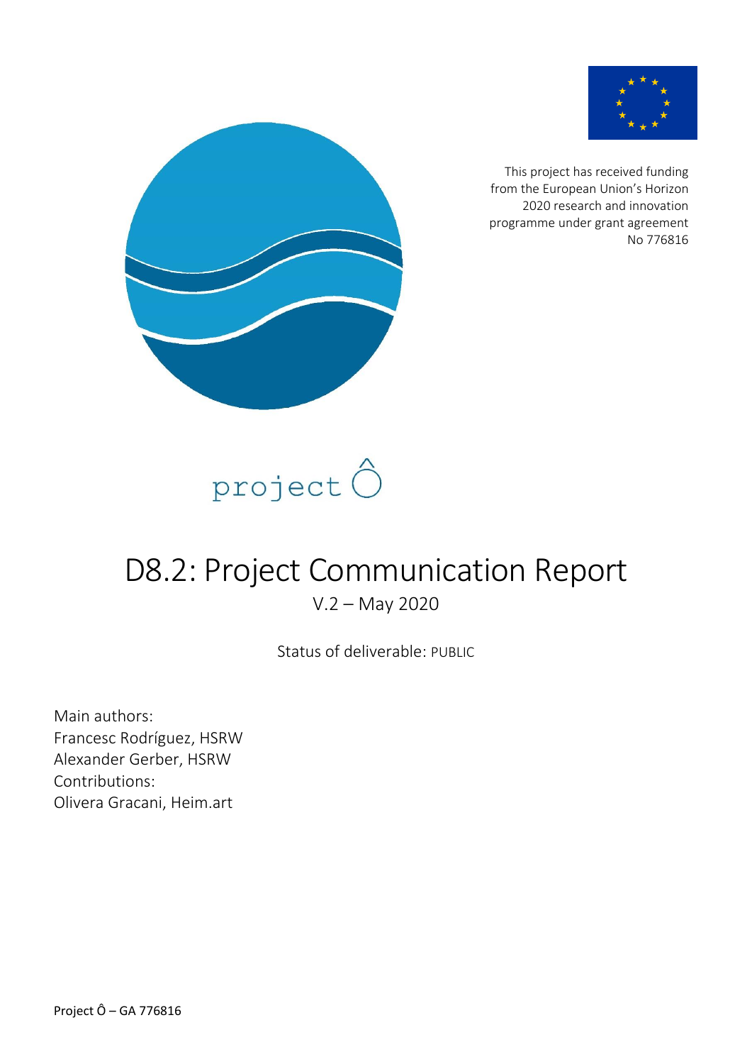This project has received funding from the European Union's Horizon 2020 research and innovation programme under grant agreement No 776816

project Ô

# D8.2: Project Communication Report

V.2 – May 2020

Status of deliverable: PUBLIC

Main authors:
Francesc Rodríguez, HSRW
Alexander Gerber, HSRW
Contributions:
Olivera Gracani, Heim.art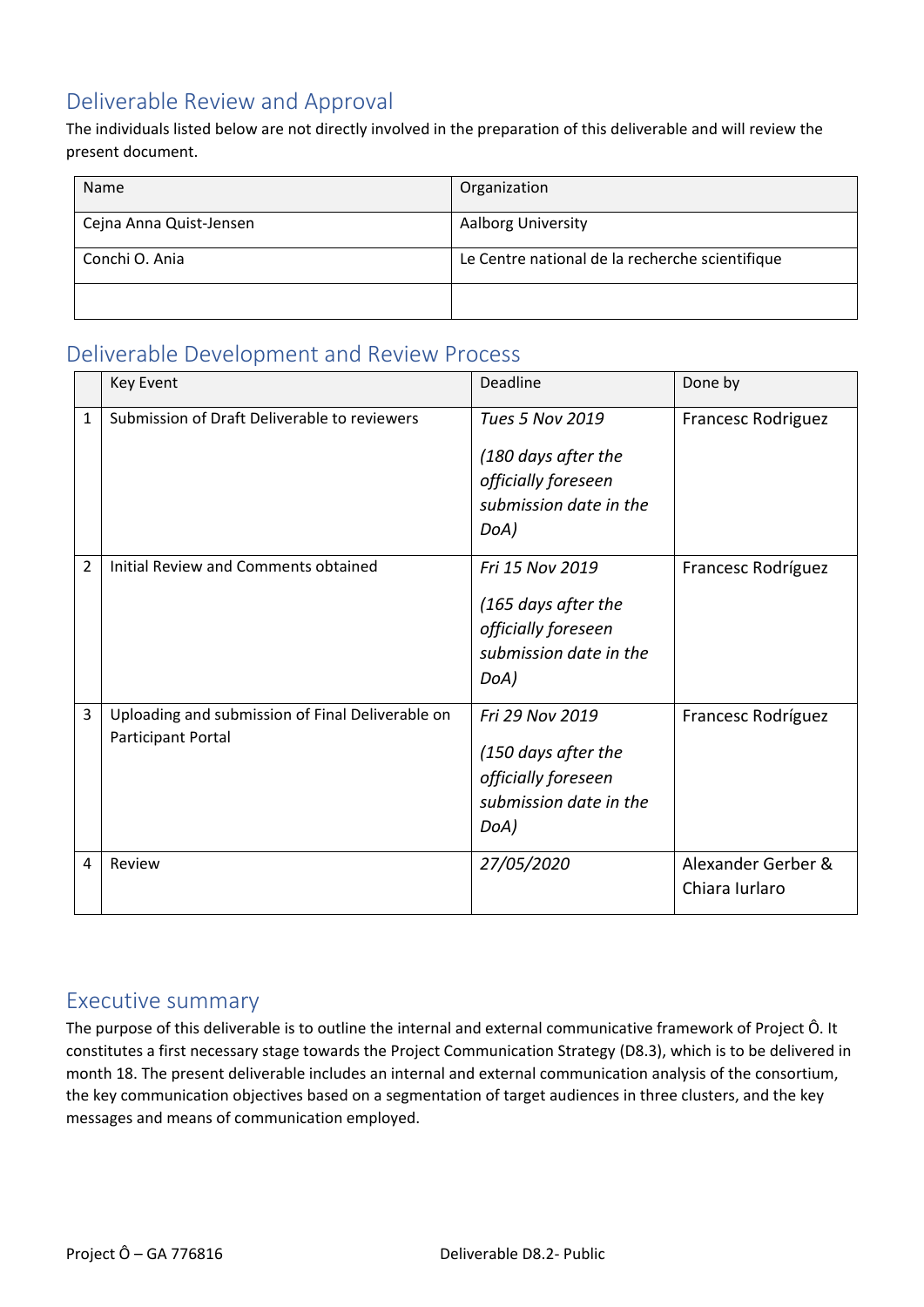## Deliverable Review and Approval

The individuals listed below are not directly involved in the preparation of this deliverable and will review the present document.

| Name | Organization |
|---|---|
| Cejna Anna Quist-Jensen | Aalborg University |
| Conchi O. Ania | Le Centre national de la recherche scientifique |
| | |

## Deliverable Development and Review Process

| | Key Event | Deadline | Done by |
|---|---|---|---|
| 1 | Submission of Draft Deliverable to reviewers | *Tues 5 Nov 2019* *(180 days after the officially foreseen submission date in the DoA)* | Francesc Rodriguez |
| 2 | Initial Review and Comments obtained | *Fri 15 Nov 2019* *(165 days after the officially foreseen submission date in the DoA)* | Francesc Rodríguez |
| 3 | Uploading and submission of Final Deliverable on Participant Portal | *Fri 29 Nov 2019* *(150 days after the officially foreseen submission date in the DoA)* | Francesc Rodríguez |
| 4 | Review | *27/05/2020* | Alexander Gerber & Chiara Iurlaro |

## Executive summary

The purpose of this deliverable is to outline the internal and external communicative framework of Project Ô. It constitutes a first necessary stage towards the Project Communication Strategy (D8.3), which is to be delivered in month 18. The present deliverable includes an internal and external communication analysis of the consortium, the key communication objectives based on a segmentation of target audiences in three clusters, and the key messages and means of communication employed.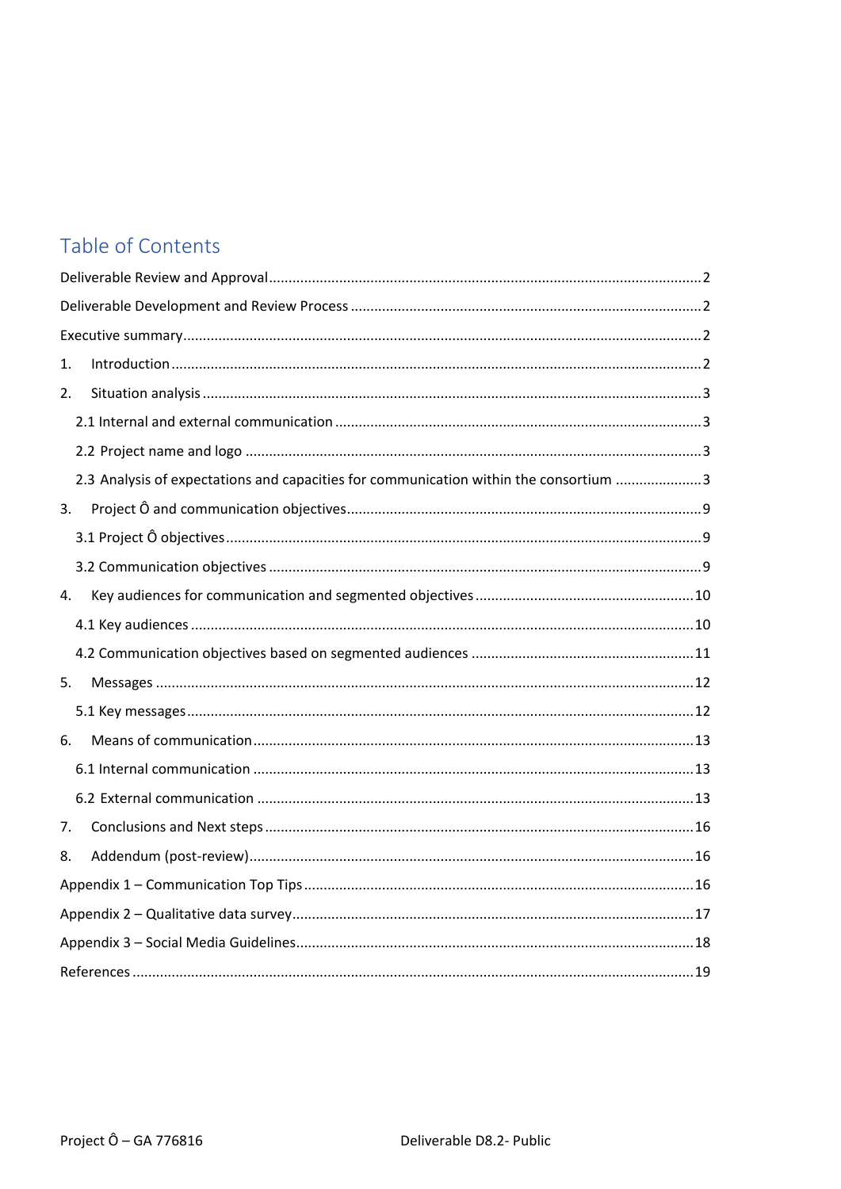# Table of Contents

Deliverable Review and Approval ..... 2

Deliverable Development and Review Process ..... 2

Executive summary ..... 2

1. Introduction ..... 2
2. Situation analysis ..... 3
   - 2.1 Internal and external communication ..... 3
   - 2.2 Project name and logo ..... 3
   - 2.3 Analysis of expectations and capacities for communication within the consortium ..... 3
3. Project Ô and communication objectives ..... 9
   - 3.1 Project Ô objectives ..... 9
   - 3.2 Communication objectives ..... 9
4. Key audiences for communication and segmented objectives ..... 10
   - 4.1 Key audiences ..... 10
   - 4.2 Communication objectives based on segmented audiences ..... 11
5. Messages ..... 12
   - 5.1 Key messages ..... 12
6. Means of communication ..... 13
   - 6.1 Internal communication ..... 13
   - 6.2 External communication ..... 13
7. Conclusions and Next steps ..... 16
8. Addendum (post-review) ..... 16

Appendix 1 – Communication Top Tips ..... 16

Appendix 2 – Qualitative data survey ..... 17

Appendix 3 – Social Media Guidelines ..... 18

References ..... 19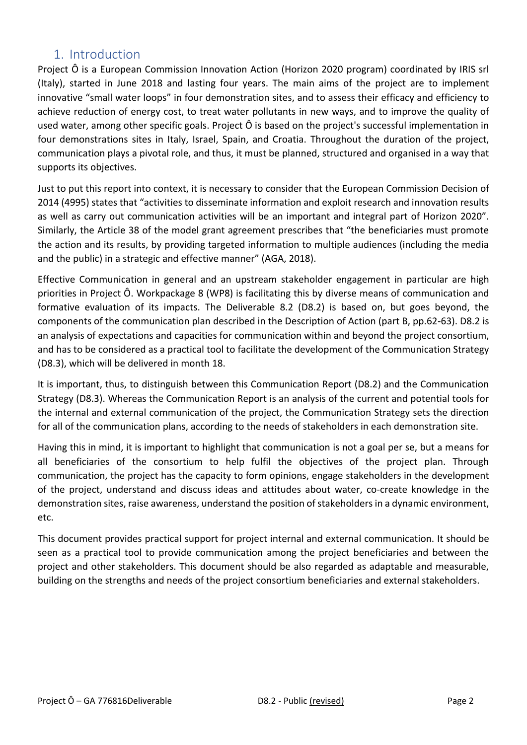## 1. Introduction

Project Ô is a European Commission Innovation Action (Horizon 2020 program) coordinated by IRIS srl (Italy), started in June 2018 and lasting four years. The main aims of the project are to implement innovative "small water loops" in four demonstration sites, and to assess their efficacy and efficiency to achieve reduction of energy cost, to treat water pollutants in new ways, and to improve the quality of used water, among other specific goals. Project Ô is based on the project's successful implementation in four demonstrations sites in Italy, Israel, Spain, and Croatia. Throughout the duration of the project, communication plays a pivotal role, and thus, it must be planned, structured and organised in a way that supports its objectives.

Just to put this report into context, it is necessary to consider that the European Commission Decision of 2014 (4995) states that "activities to disseminate information and exploit research and innovation results as well as carry out communication activities will be an important and integral part of Horizon 2020". Similarly, the Article 38 of the model grant agreement prescribes that "the beneficiaries must promote the action and its results, by providing targeted information to multiple audiences (including the media and the public) in a strategic and effective manner" (AGA, 2018).

Effective Communication in general and an upstream stakeholder engagement in particular are high priorities in Project Ô. Workpackage 8 (WP8) is facilitating this by diverse means of communication and formative evaluation of its impacts. The Deliverable 8.2 (D8.2) is based on, but goes beyond, the components of the communication plan described in the Description of Action (part B, pp.62-63). D8.2 is an analysis of expectations and capacities for communication within and beyond the project consortium, and has to be considered as a practical tool to facilitate the development of the Communication Strategy (D8.3), which will be delivered in month 18.

It is important, thus, to distinguish between this Communication Report (D8.2) and the Communication Strategy (D8.3). Whereas the Communication Report is an analysis of the current and potential tools for the internal and external communication of the project, the Communication Strategy sets the direction for all of the communication plans, according to the needs of stakeholders in each demonstration site.

Having this in mind, it is important to highlight that communication is not a goal per se, but a means for all beneficiaries of the consortium to help fulfil the objectives of the project plan. Through communication, the project has the capacity to form opinions, engage stakeholders in the development of the project, understand and discuss ideas and attitudes about water, co-create knowledge in the demonstration sites, raise awareness, understand the position of stakeholders in a dynamic environment, etc.

This document provides practical support for project internal and external communication. It should be seen as a practical tool to provide communication among the project beneficiaries and between the project and other stakeholders. This document should be also regarded as adaptable and measurable, building on the strengths and needs of the project consortium beneficiaries and external stakeholders.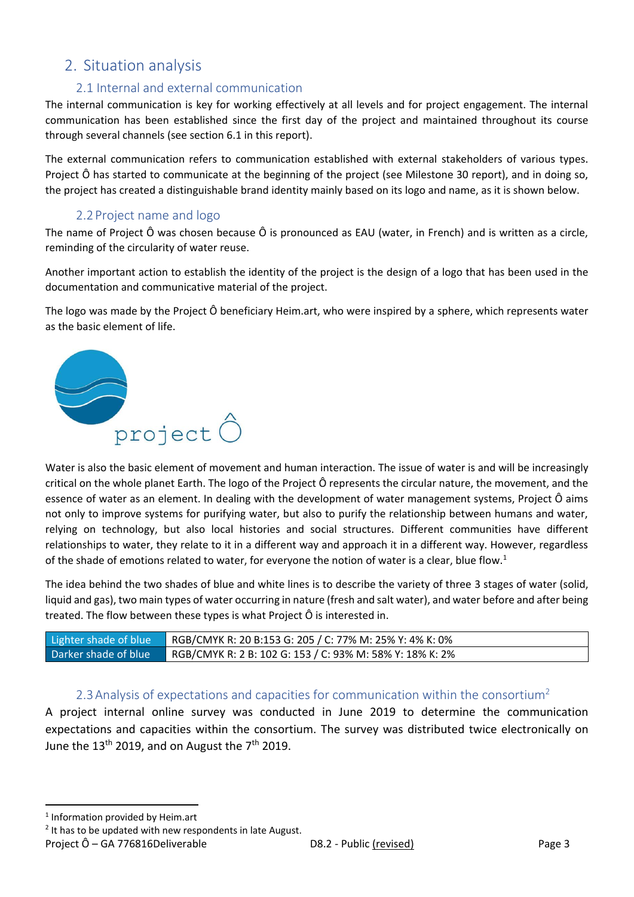# 2. Situation analysis

## 2.1 Internal and external communication

The internal communication is key for working effectively at all levels and for project engagement. The internal communication has been established since the first day of the project and maintained throughout its course through several channels (see section 6.1 in this report).

The external communication refers to communication established with external stakeholders of various types. Project Ô has started to communicate at the beginning of the project (see Milestone 30 report), and in doing so, the project has created a distinguishable brand identity mainly based on its logo and name, as it is shown below.

## 2.2 Project name and logo

The name of Project Ô was chosen because Ô is pronounced as EAU (water, in French) and is written as a circle, reminding of the circularity of water reuse.

Another important action to establish the identity of the project is the design of a logo that has been used in the documentation and communicative material of the project.

The logo was made by the Project Ô beneficiary Heim.art, who were inspired by a sphere, which represents water as the basic element of life.

project Ô

Water is also the basic element of movement and human interaction. The issue of water is and will be increasingly critical on the whole planet Earth. The logo of the Project Ô represents the circular nature, the movement, and the essence of water as an element. In dealing with the development of water management systems, Project Ô aims not only to improve systems for purifying water, but also to purify the relationship between humans and water, relying on technology, but also local histories and social structures. Different communities have different relationships to water, they relate to it in a different way and approach it in a different way. However, regardless of the shade of emotions related to water, for everyone the notion of water is a clear, blue flow.[1]

The idea behind the two shades of blue and white lines is to describe the variety of three 3 stages of water (solid, liquid and gas), two main types of water occurring in nature (fresh and salt water), and water before and after being treated. The flow between these types is what Project Ô is interested in.

| Lighter shade of blue | RGB/CMYK R: 20 B:153 G: 205 / C: 77% M: 25% Y: 4% K: 0% |
|---|---|
| Darker shade of blue | RGB/CMYK R: 2 B: 102 G: 153 / C: 93% M: 58% Y: 18% K: 2% |

## 2.3 Analysis of expectations and capacities for communication within the consortium[2]

A project internal online survey was conducted in June 2019 to determine the communication expectations and capacities within the consortium. The survey was distributed twice electronically on June the 13th 2019, and on August the 7th 2019.

[1] Information provided by Heim.art

[2] It has to be updated with new respondents in late August.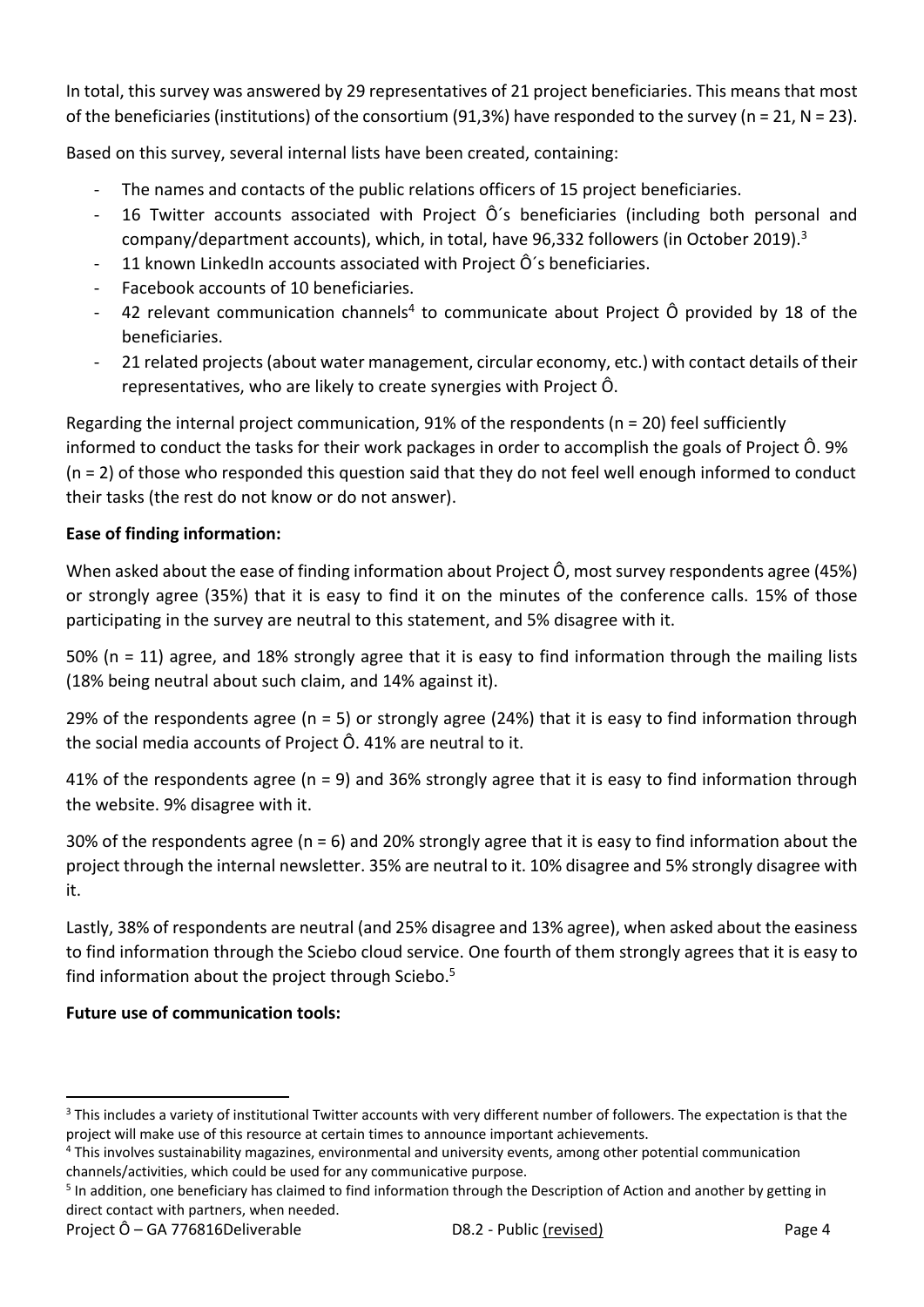In total, this survey was answered by 29 representatives of 21 project beneficiaries. This means that most of the beneficiaries (institutions) of the consortium (91,3%) have responded to the survey (n = 21, N = 23).

Based on this survey, several internal lists have been created, containing:

- The names and contacts of the public relations officers of 15 project beneficiaries.
- 16 Twitter accounts associated with Project Ô´s beneficiaries (including both personal and company/department accounts), which, in total, have 96,332 followers (in October 2019).[3]
- 11 known LinkedIn accounts associated with Project Ô´s beneficiaries.
- Facebook accounts of 10 beneficiaries.
- 42 relevant communication channels[4] to communicate about Project Ô provided by 18 of the beneficiaries.
- 21 related projects (about water management, circular economy, etc.) with contact details of their representatives, who are likely to create synergies with Project Ô.

Regarding the internal project communication, 91% of the respondents (n = 20) feel sufficiently informed to conduct the tasks for their work packages in order to accomplish the goals of Project Ô. 9% (n = 2) of those who responded this question said that they do not feel well enough informed to conduct their tasks (the rest do not know or do not answer).

**Ease of finding information:**

When asked about the ease of finding information about Project Ô, most survey respondents agree (45%) or strongly agree (35%) that it is easy to find it on the minutes of the conference calls. 15% of those participating in the survey are neutral to this statement, and 5% disagree with it.

50% (n = 11) agree, and 18% strongly agree that it is easy to find information through the mailing lists (18% being neutral about such claim, and 14% against it).

29% of the respondents agree (n = 5) or strongly agree (24%) that it is easy to find information through the social media accounts of Project Ô. 41% are neutral to it.

41% of the respondents agree (n = 9) and 36% strongly agree that it is easy to find information through the website. 9% disagree with it.

30% of the respondents agree (n = 6) and 20% strongly agree that it is easy to find information about the project through the internal newsletter. 35% are neutral to it. 10% disagree and 5% strongly disagree with it.

Lastly, 38% of respondents are neutral (and 25% disagree and 13% agree), when asked about the easiness to find information through the Sciebo cloud service. One fourth of them strongly agrees that it is easy to find information about the project through Sciebo.[5]

**Future use of communication tools:**

[3] This includes a variety of institutional Twitter accounts with very different number of followers. The expectation is that the project will make use of this resource at certain times to announce important achievements.

[4] This involves sustainability magazines, environmental and university events, among other potential communication channels/activities, which could be used for any communicative purpose.

[5] In addition, one beneficiary has claimed to find information through the Description of Action and another by getting in direct contact with partners, when needed.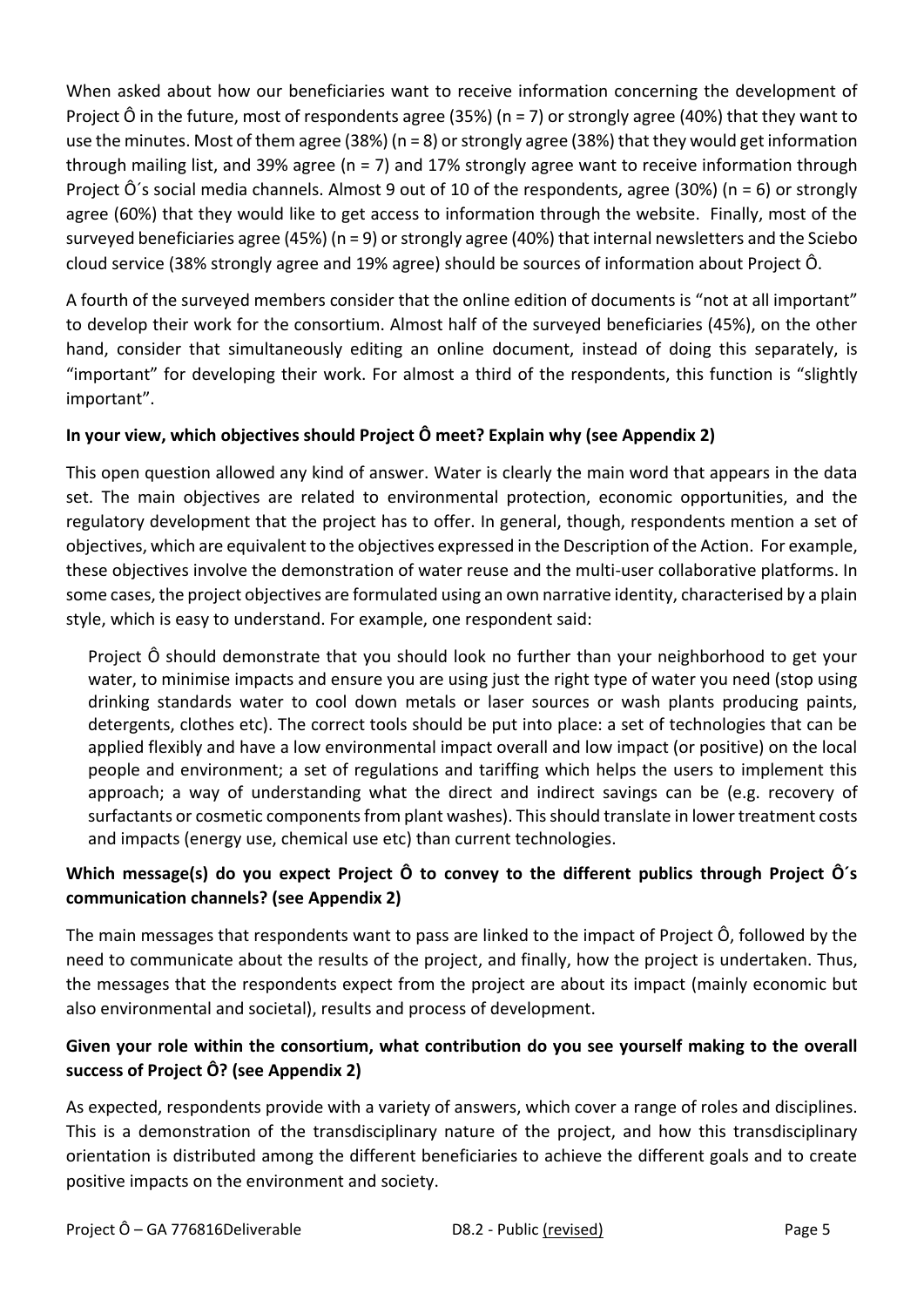When asked about how our beneficiaries want to receive information concerning the development of Project Ô in the future, most of respondents agree (35%) (n = 7) or strongly agree (40%) that they want to use the minutes. Most of them agree (38%) (n = 8) or strongly agree (38%) that they would get information through mailing list, and 39% agree (n = 7) and 17% strongly agree want to receive information through Project Ô´s social media channels. Almost 9 out of 10 of the respondents, agree (30%) (n = 6) or strongly agree (60%) that they would like to get access to information through the website. Finally, most of the surveyed beneficiaries agree (45%) (n = 9) or strongly agree (40%) that internal newsletters and the Sciebo cloud service (38% strongly agree and 19% agree) should be sources of information about Project Ô.

A fourth of the surveyed members consider that the online edition of documents is "not at all important" to develop their work for the consortium. Almost half of the surveyed beneficiaries (45%), on the other hand, consider that simultaneously editing an online document, instead of doing this separately, is "important" for developing their work. For almost a third of the respondents, this function is "slightly important".

**In your view, which objectives should Project Ô meet? Explain why (see Appendix 2)**

This open question allowed any kind of answer. Water is clearly the main word that appears in the data set. The main objectives are related to environmental protection, economic opportunities, and the regulatory development that the project has to offer. In general, though, respondents mention a set of objectives, which are equivalent to the objectives expressed in the Description of the Action. For example, these objectives involve the demonstration of water reuse and the multi-user collaborative platforms. In some cases, the project objectives are formulated using an own narrative identity, characterised by a plain style, which is easy to understand. For example, one respondent said:

> Project Ô should demonstrate that you should look no further than your neighborhood to get your water, to minimise impacts and ensure you are using just the right type of water you need (stop using drinking standards water to cool down metals or laser sources or wash plants producing paints, detergents, clothes etc). The correct tools should be put into place: a set of technologies that can be applied flexibly and have a low environmental impact overall and low impact (or positive) on the local people and environment; a set of regulations and tariffing which helps the users to implement this approach; a way of understanding what the direct and indirect savings can be (e.g. recovery of surfactants or cosmetic components from plant washes). This should translate in lower treatment costs and impacts (energy use, chemical use etc) than current technologies.

**Which message(s) do you expect Project Ô to convey to the different publics through Project Ô´s communication channels? (see Appendix 2)**

The main messages that respondents want to pass are linked to the impact of Project Ô, followed by the need to communicate about the results of the project, and finally, how the project is undertaken. Thus, the messages that the respondents expect from the project are about its impact (mainly economic but also environmental and societal), results and process of development.

**Given your role within the consortium, what contribution do you see yourself making to the overall success of Project Ô? (see Appendix 2)**

As expected, respondents provide with a variety of answers, which cover a range of roles and disciplines. This is a demonstration of the transdisciplinary nature of the project, and how this transdisciplinary orientation is distributed among the different beneficiaries to achieve the different goals and to create positive impacts on the environment and society.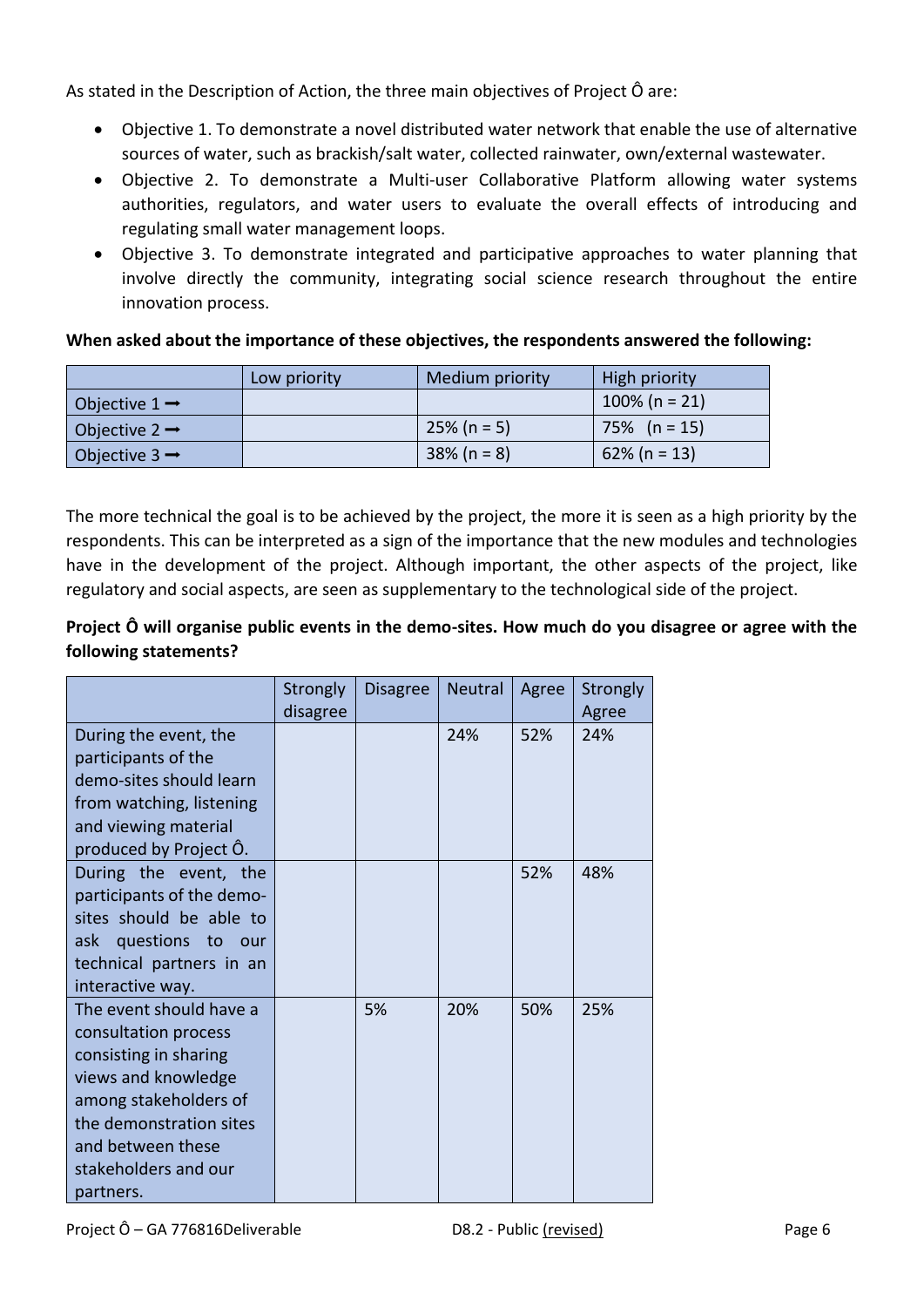As stated in the Description of Action, the three main objectives of Project Ô are:

- Objective 1. To demonstrate a novel distributed water network that enable the use of alternative sources of water, such as brackish/salt water, collected rainwater, own/external wastewater.
- Objective 2. To demonstrate a Multi-user Collaborative Platform allowing water systems authorities, regulators, and water users to evaluate the overall effects of introducing and regulating small water management loops.
- Objective 3. To demonstrate integrated and participative approaches to water planning that involve directly the community, integrating social science research throughout the entire innovation process.

**When asked about the importance of these objectives, the respondents answered the following:**

| | Low priority | Medium priority | High priority |
|---|---|---|---|
| Objective 1 ➞ | | | 100% (n = 21) |
| Objective 2 ➞ | | 25% (n = 5) | 75% (n = 15) |
| Objective 3 ➞ | | 38% (n = 8) | 62% (n = 13) |

The more technical the goal is to be achieved by the project, the more it is seen as a high priority by the respondents. This can be interpreted as a sign of the importance that the new modules and technologies have in the development of the project. Although important, the other aspects of the project, like regulatory and social aspects, are seen as supplementary to the technological side of the project.

**Project Ô will organise public events in the demo-sites. How much do you disagree or agree with the following statements?**

| | Strongly disagree | Disagree | Neutral | Agree | Strongly Agree |
|---|---|---|---|---|---|
| During the event, the participants of the demo-sites should learn from watching, listening and viewing material produced by Project Ô. | | | 24% | 52% | 24% |
| During the event, the participants of the demo-sites should be able to ask questions to our technical partners in an interactive way. | | | | 52% | 48% |
| The event should have a consultation process consisting in sharing views and knowledge among stakeholders of the demonstration sites and between these stakeholders and our partners. | | 5% | 20% | 50% | 25% |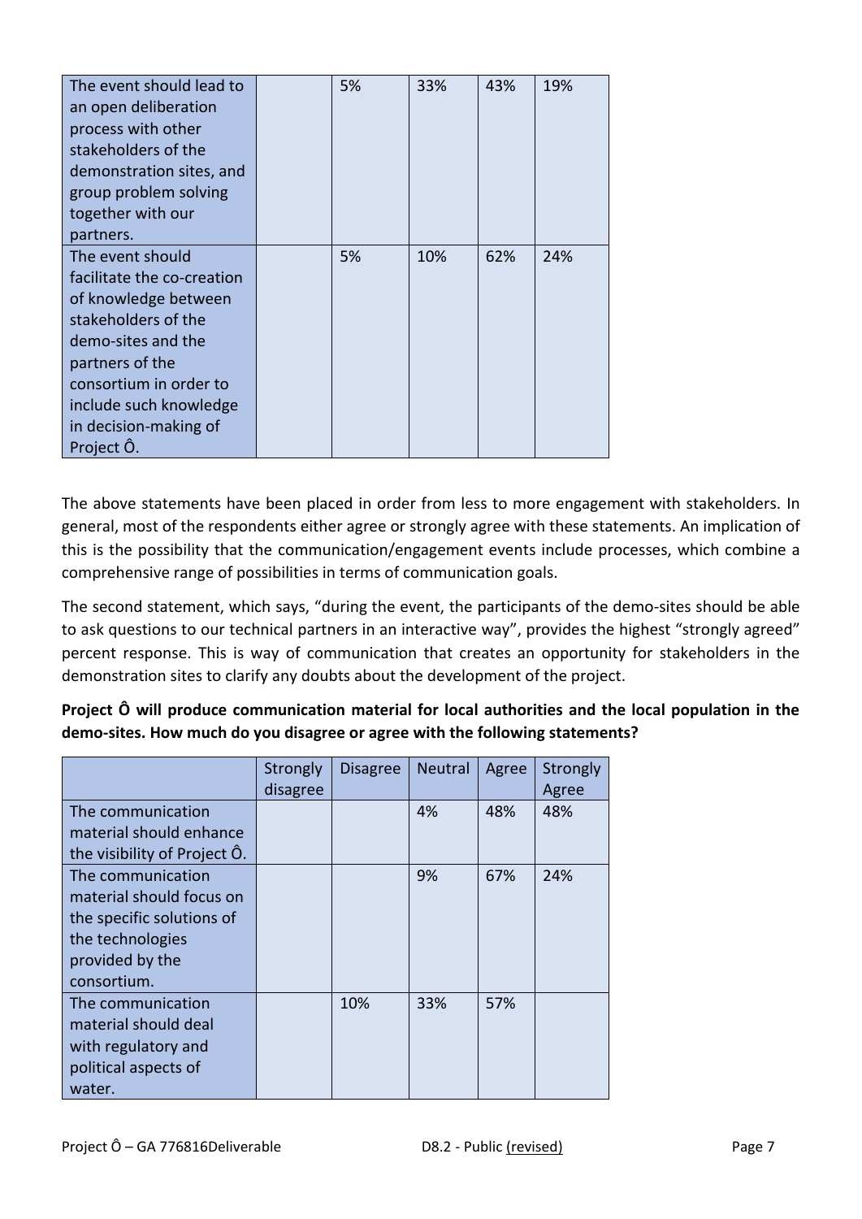| | | | | | |
|---|---|---|---|---|---|
| The event should lead to an open deliberation process with other stakeholders of the demonstration sites, and group problem solving together with our partners. | | 5% | 33% | 43% | 19% |
| The event should facilitate the co-creation of knowledge between stakeholders of the demo-sites and the partners of the consortium in order to include such knowledge in decision-making of Project Ô. | | 5% | 10% | 62% | 24% |

The above statements have been placed in order from less to more engagement with stakeholders. In general, most of the respondents either agree or strongly agree with these statements. An implication of this is the possibility that the communication/engagement events include processes, which combine a comprehensive range of possibilities in terms of communication goals.

The second statement, which says, "during the event, the participants of the demo-sites should be able to ask questions to our technical partners in an interactive way", provides the highest "strongly agreed" percent response. This is way of communication that creates an opportunity for stakeholders in the demonstration sites to clarify any doubts about the development of the project.

**Project Ô will produce communication material for local authorities and the local population in the demo-sites. How much do you disagree or agree with the following statements?**

| | Strongly disagree | Disagree | Neutral | Agree | Strongly Agree |
|---|---|---|---|---|---|
| The communication material should enhance the visibility of Project Ô. | | | 4% | 48% | 48% |
| The communication material should focus on the specific solutions of the technologies provided by the consortium. | | | 9% | 67% | 24% |
| The communication material should deal with regulatory and political aspects of water. | | 10% | 33% | 57% | |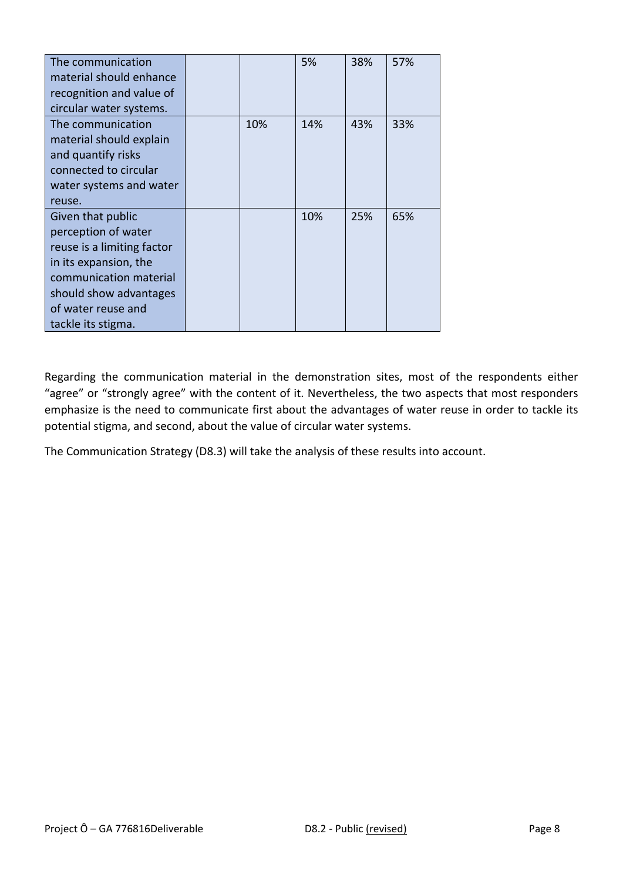| | | | | | |
|---|---|---|---|---|---|
| The communication material should enhance recognition and value of circular water systems. | | | 5% | 38% | 57% |
| The communication material should explain and quantify risks connected to circular water systems and water reuse. | | 10% | 14% | 43% | 33% |
| Given that public perception of water reuse is a limiting factor in its expansion, the communication material should show advantages of water reuse and tackle its stigma. | | | 10% | 25% | 65% |

Regarding the communication material in the demonstration sites, most of the respondents either "agree" or "strongly agree" with the content of it. Nevertheless, the two aspects that most responders emphasize is the need to communicate first about the advantages of water reuse in order to tackle its potential stigma, and second, about the value of circular water systems.

The Communication Strategy (D8.3) will take the analysis of these results into account.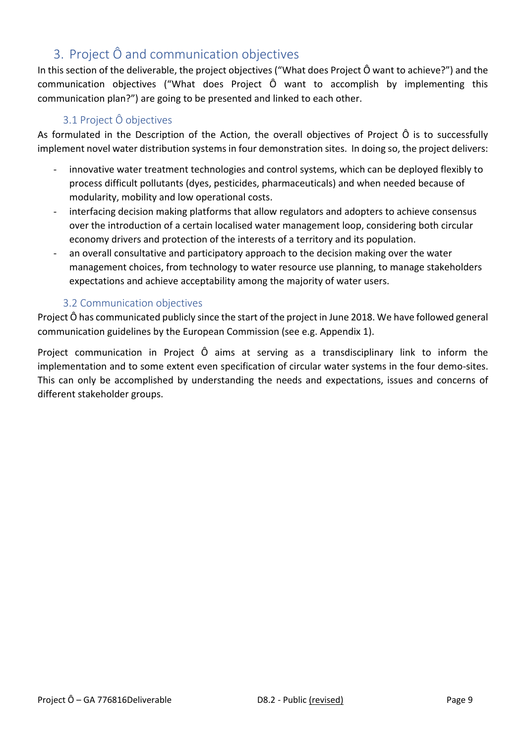# 3. Project Ô and communication objectives

In this section of the deliverable, the project objectives ("What does Project Ô want to achieve?") and the communication objectives ("What does Project Ô want to accomplish by implementing this communication plan?") are going to be presented and linked to each other.

## 3.1 Project Ô objectives

As formulated in the Description of the Action, the overall objectives of Project Ô is to successfully implement novel water distribution systems in four demonstration sites. In doing so, the project delivers:

- innovative water treatment technologies and control systems, which can be deployed flexibly to process difficult pollutants (dyes, pesticides, pharmaceuticals) and when needed because of modularity, mobility and low operational costs.
- interfacing decision making platforms that allow regulators and adopters to achieve consensus over the introduction of a certain localised water management loop, considering both circular economy drivers and protection of the interests of a territory and its population.
- an overall consultative and participatory approach to the decision making over the water management choices, from technology to water resource use planning, to manage stakeholders expectations and achieve acceptability among the majority of water users.

## 3.2 Communication objectives

Project Ô has communicated publicly since the start of the project in June 2018. We have followed general communication guidelines by the European Commission (see e.g. Appendix 1).

Project communication in Project Ô aims at serving as a transdisciplinary link to inform the implementation and to some extent even specification of circular water systems in the four demo-sites. This can only be accomplished by understanding the needs and expectations, issues and concerns of different stakeholder groups.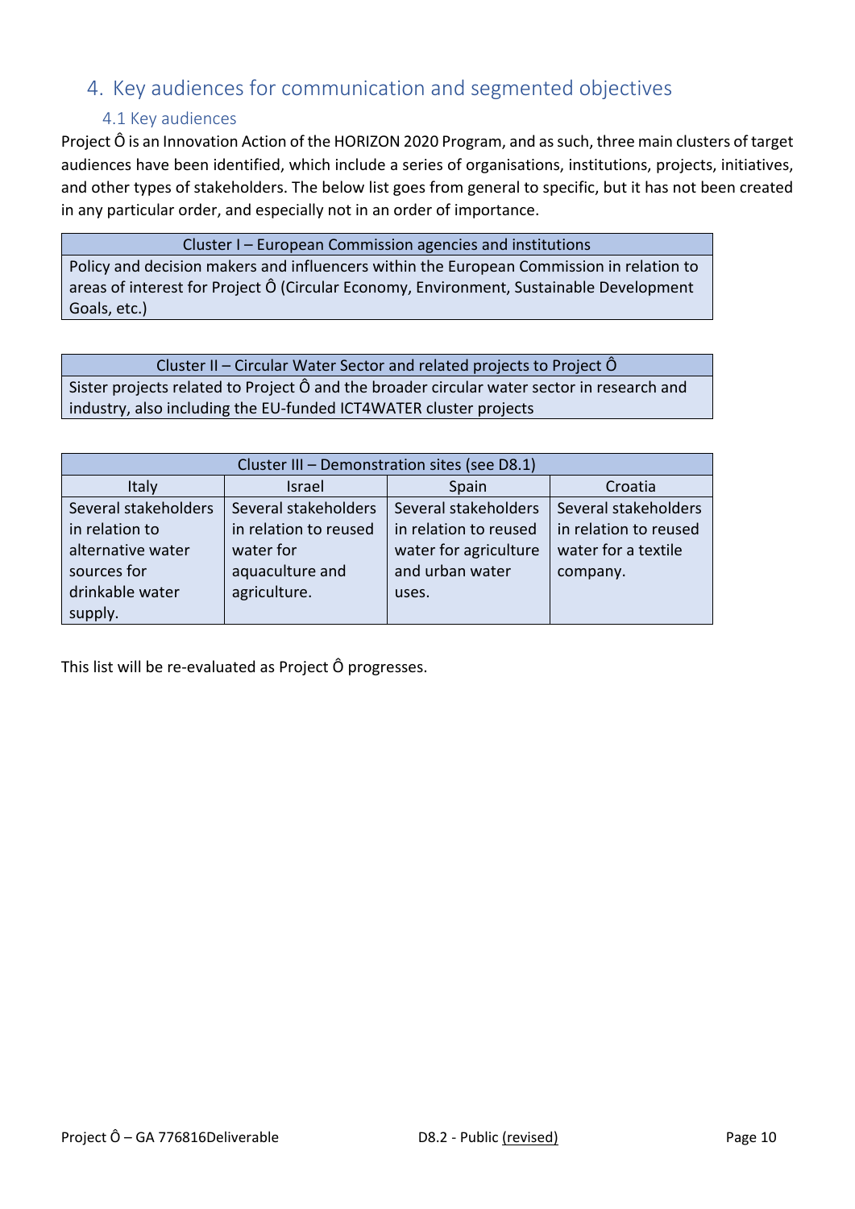# 4. Key audiences for communication and segmented objectives

## 4.1 Key audiences

Project Ô is an Innovation Action of the HORIZON 2020 Program, and as such, three main clusters of target audiences have been identified, which include a series of organisations, institutions, projects, initiatives, and other types of stakeholders. The below list goes from general to specific, but it has not been created in any particular order, and especially not in an order of importance.

| Cluster I – European Commission agencies and institutions |
| --- |
| Policy and decision makers and influencers within the European Commission in relation to areas of interest for Project Ô (Circular Economy, Environment, Sustainable Development Goals, etc.) |

| Cluster II – Circular Water Sector and related projects to Project Ô |
| --- |
| Sister projects related to Project Ô and the broader circular water sector in research and industry, also including the EU-funded ICT4WATER cluster projects |

| Cluster III – Demonstration sites (see D8.1) | | | |
| --- | --- | --- | --- |
| Italy | Israel | Spain | Croatia |
| Several stakeholders in relation to alternative water sources for drinkable water supply. | Several stakeholders in relation to reused water for aquaculture and agriculture. | Several stakeholders in relation to reused water for agriculture and urban water uses. | Several stakeholders in relation to reused water for a textile company. |

This list will be re-evaluated as Project Ô progresses.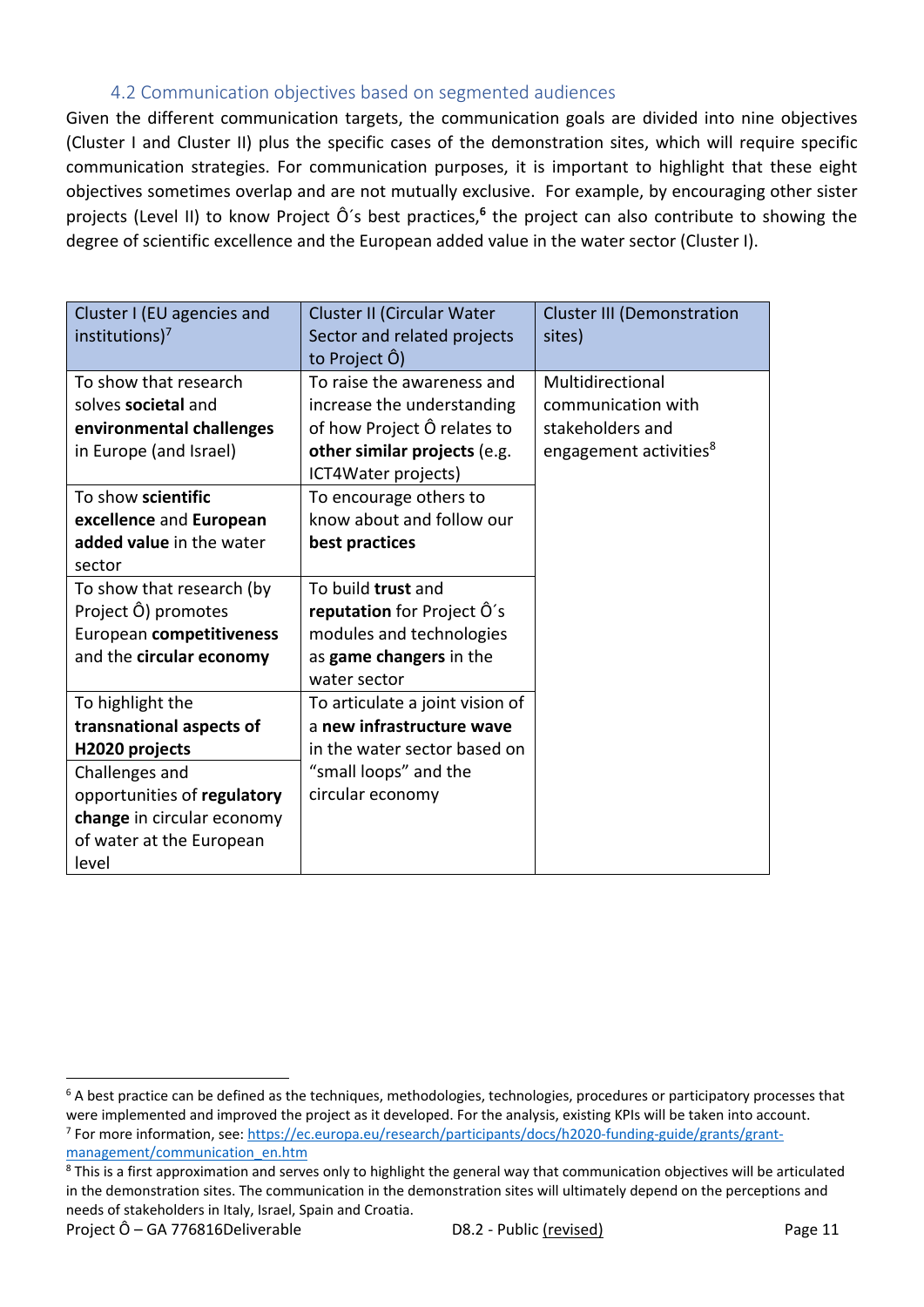### 4.2 Communication objectives based on segmented audiences

Given the different communication targets, the communication goals are divided into nine objectives (Cluster I and Cluster II) plus the specific cases of the demonstration sites, which will require specific communication strategies. For communication purposes, it is important to highlight that these eight objectives sometimes overlap and are not mutually exclusive. For example, by encouraging other sister projects (Level II) to know Project Ô´s best practices,[6] the project can also contribute to showing the degree of scientific excellence and the European added value in the water sector (Cluster I).

| Cluster I (EU agencies and institutions)[7] | Cluster II (Circular Water Sector and related projects to Project Ô) | Cluster III (Demonstration sites) |
|---|---|---|
| To show that research solves **societal** and **environmental challenges** in Europe (and Israel) | To raise the awareness and increase the understanding of how Project Ô relates to **other similar projects** (e.g. ICT4Water projects) | Multidirectional communication with stakeholders and engagement activities[8] |
| To show **scientific excellence** and **European added value** in the water sector | To encourage others to know about and follow our **best practices** | |
| To show that research (by Project Ô) promotes European **competitiveness** and the **circular economy** | To build **trust** and **reputation** for Project Ô´s modules and technologies as **game changers** in the water sector | |
| To highlight the **transnational aspects of H2020 projects** | To articulate a joint vision of a **new infrastructure wave** in the water sector based on "small loops" and the circular economy | |
| Challenges and opportunities of **regulatory change** in circular economy of water at the European level | | |

[6] A best practice can be defined as the techniques, methodologies, technologies, procedures or participatory processes that were implemented and improved the project as it developed. For the analysis, existing KPIs will be taken into account.

[7] For more information, see: https://ec.europa.eu/research/participants/docs/h2020-funding-guide/grants/grant-management/communication_en.htm

[8] This is a first approximation and serves only to highlight the general way that communication objectives will be articulated in the demonstration sites. The communication in the demonstration sites will ultimately depend on the perceptions and needs of stakeholders in Italy, Israel, Spain and Croatia.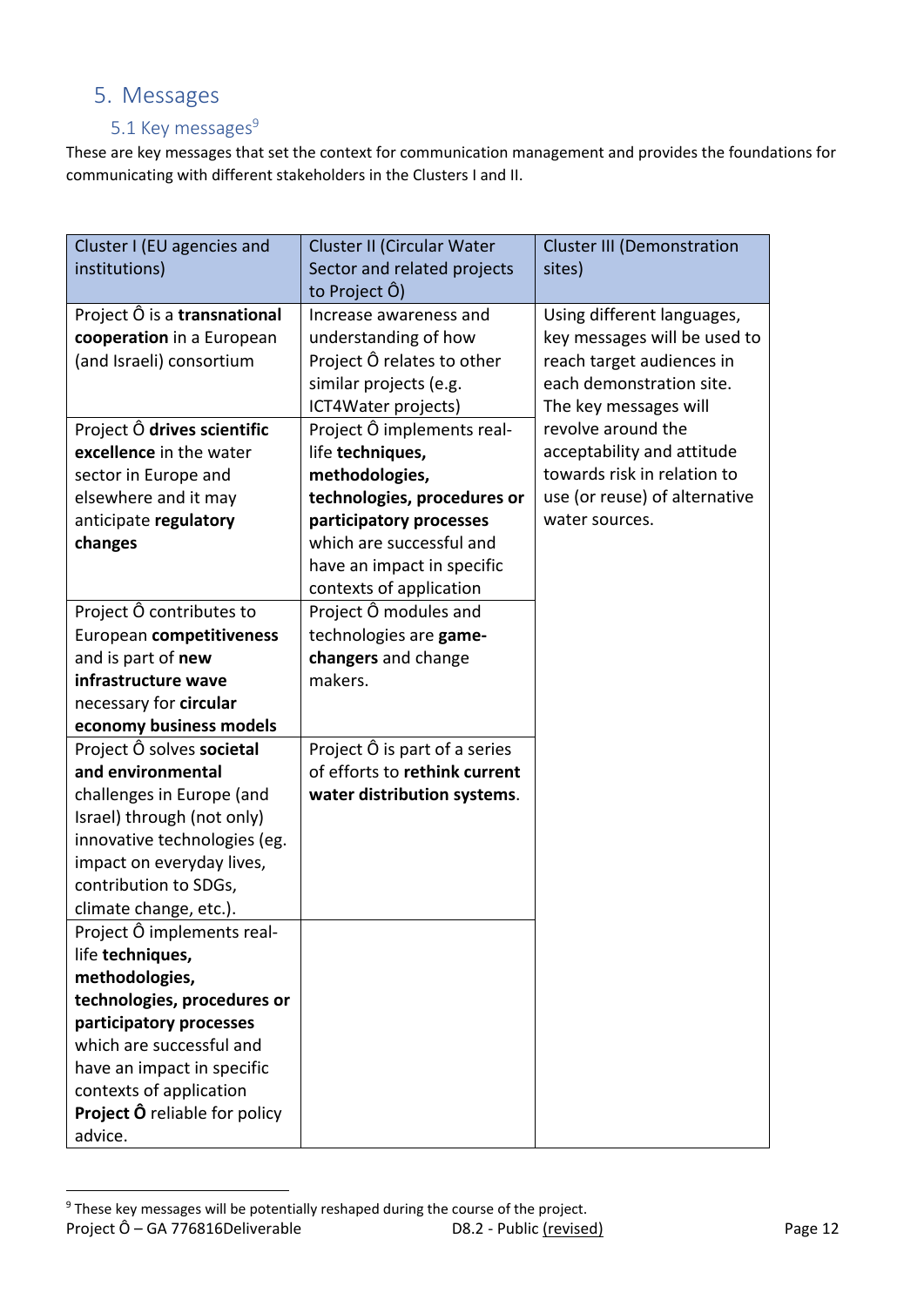# 5. Messages

## 5.1 Key messages[9]

These are key messages that set the context for communication management and provides the foundations for communicating with different stakeholders in the Clusters I and II.

| Cluster I (EU agencies and institutions) | Cluster II (Circular Water Sector and related projects to Project Ô) | Cluster III (Demonstration sites) |
| --- | --- | --- |
| Project Ô is a **transnational cooperation** in a European (and Israeli) consortium | Increase awareness and understanding of how Project Ô relates to other similar projects (e.g. ICT4Water projects) | Using different languages, key messages will be used to reach target audiences in each demonstration site. The key messages will revolve around the acceptability and attitude towards risk in relation to use (or reuse) of alternative water sources. |
| Project Ô **drives scientific excellence** in the water sector in Europe and elsewhere and it may anticipate **regulatory changes** | Project Ô implements real-life **techniques, methodologies, technologies, procedures or participatory processes** which are successful and have an impact in specific contexts of application | |
| Project Ô contributes to European **competitiveness** and is part of **new infrastructure wave** necessary for **circular economy business models** | Project Ô modules and technologies are **game-changers** and change makers. | |
| Project Ô solves **societal and environmental** challenges in Europe (and Israel) through (not only) innovative technologies (eg. impact on everyday lives, contribution to SDGs, climate change, etc.). | Project Ô is part of a series of efforts to **rethink current water distribution systems**. | |
| Project Ô implements real-life **techniques, methodologies, technologies, procedures or participatory processes** which are successful and have an impact in specific contexts of application **Project Ô** reliable for policy advice. | | |

[9] These key messages will be potentially reshaped during the course of the project.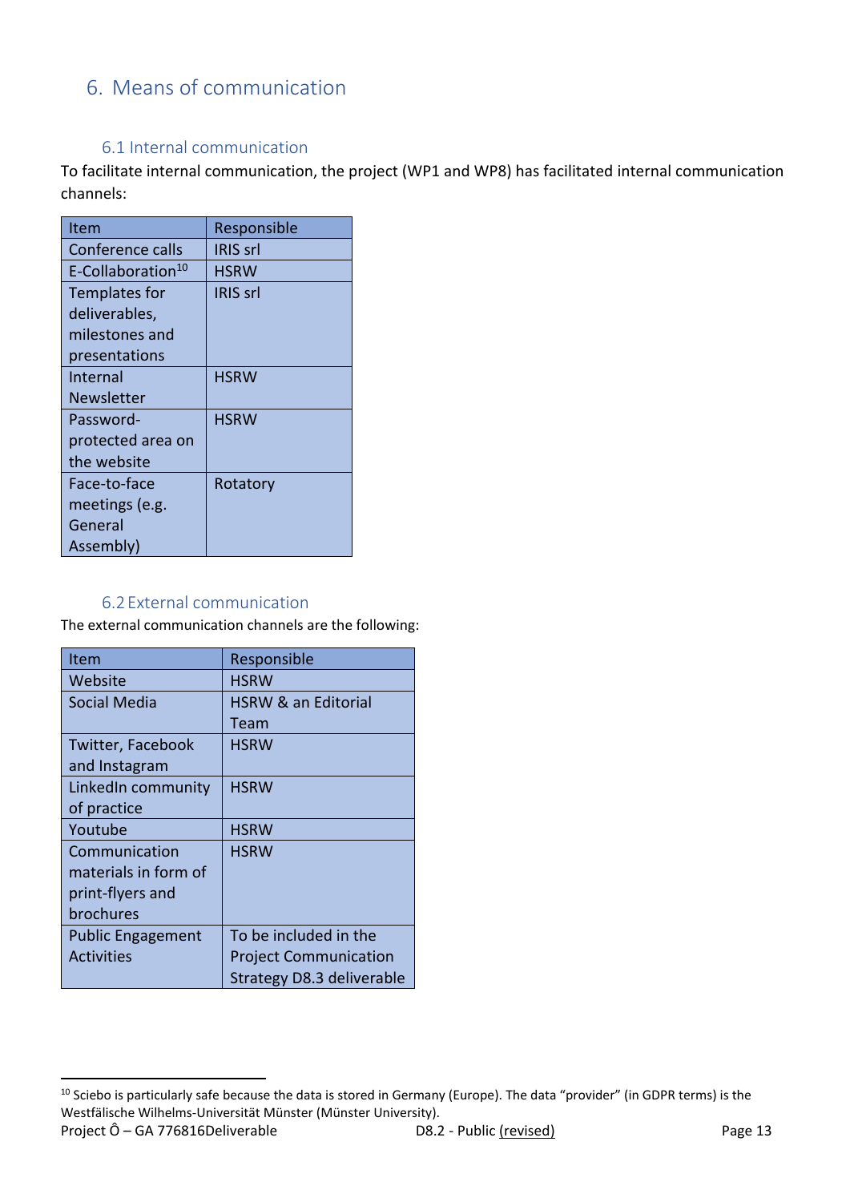# 6. Means of communication

## 6.1 Internal communication

To facilitate internal communication, the project (WP1 and WP8) has facilitated internal communication channels:

| Item | Responsible |
|---|---|
| Conference calls | IRIS srl |
| E-Collaboration[10] | HSRW |
| Templates for deliverables, milestones and presentations | IRIS srl |
| Internal Newsletter | HSRW |
| Password-protected area on the website | HSRW |
| Face-to-face meetings (e.g. General Assembly) | Rotatory |

## 6.2 External communication

The external communication channels are the following:

| Item | Responsible |
|---|---|
| Website | HSRW |
| Social Media | HSRW & an Editorial Team |
| Twitter, Facebook and Instagram | HSRW |
| LinkedIn community of practice | HSRW |
| Youtube | HSRW |
| Communication materials in form of print-flyers and brochures | HSRW |
| Public Engagement Activities | To be included in the Project Communication Strategy D8.3 deliverable |

[10] Sciebo is particularly safe because the data is stored in Germany (Europe). The data "provider" (in GDPR terms) is the Westfälische Wilhelms-Universität Münster (Münster University).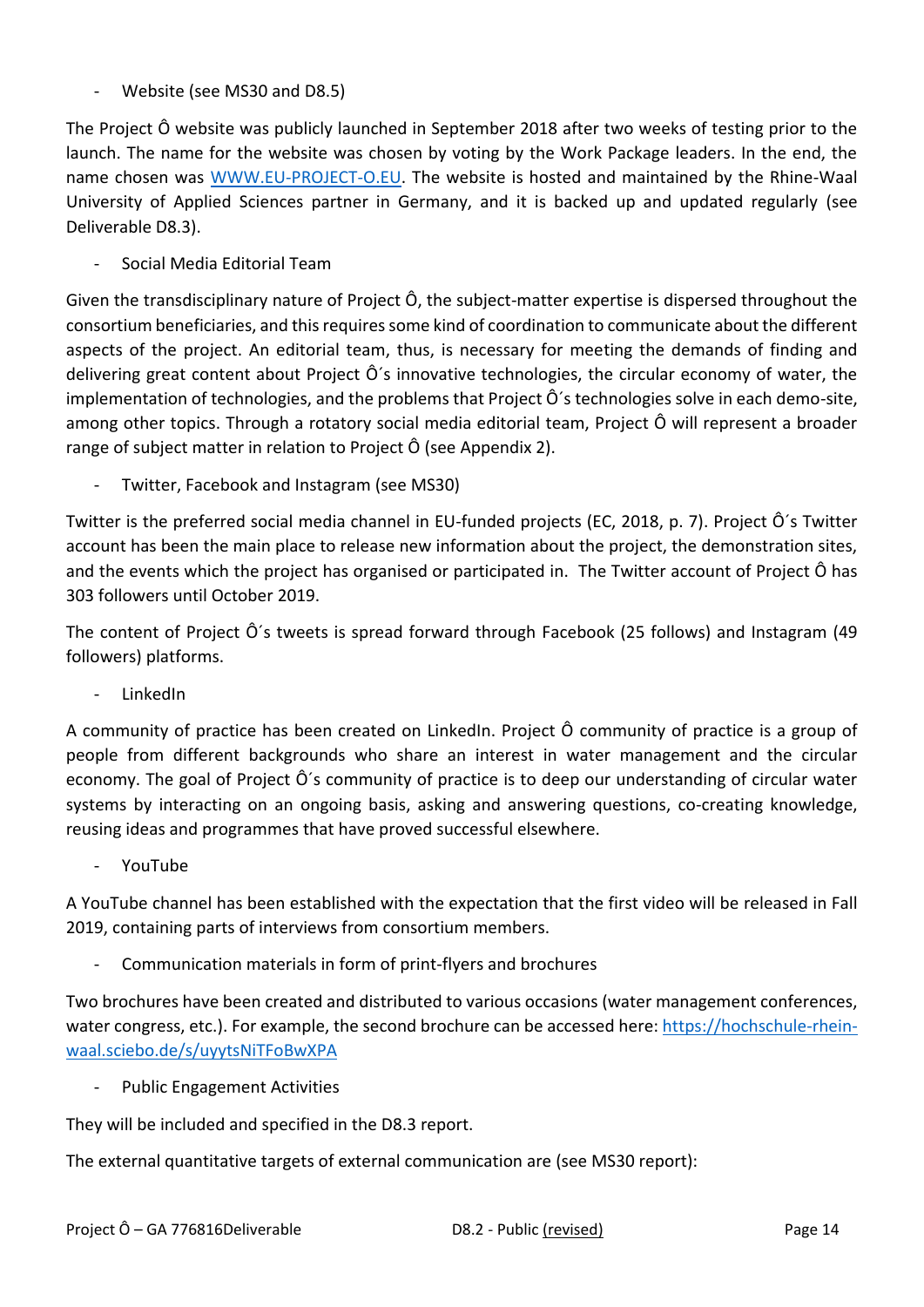- Website (see MS30 and D8.5)

The Project Ô website was publicly launched in September 2018 after two weeks of testing prior to the launch. The name for the website was chosen by voting by the Work Package leaders. In the end, the name chosen was WWW.EU-PROJECT-O.EU. The website is hosted and maintained by the Rhine-Waal University of Applied Sciences partner in Germany, and it is backed up and updated regularly (see Deliverable D8.3).

- Social Media Editorial Team

Given the transdisciplinary nature of Project Ô, the subject-matter expertise is dispersed throughout the consortium beneficiaries, and this requires some kind of coordination to communicate about the different aspects of the project. An editorial team, thus, is necessary for meeting the demands of finding and delivering great content about Project Ô´s innovative technologies, the circular economy of water, the implementation of technologies, and the problems that Project Ô´s technologies solve in each demo-site, among other topics. Through a rotatory social media editorial team, Project Ô will represent a broader range of subject matter in relation to Project Ô (see Appendix 2).

- Twitter, Facebook and Instagram (see MS30)

Twitter is the preferred social media channel in EU-funded projects (EC, 2018, p. 7). Project Ô´s Twitter account has been the main place to release new information about the project, the demonstration sites, and the events which the project has organised or participated in. The Twitter account of Project Ô has 303 followers until October 2019.

The content of Project Ô´s tweets is spread forward through Facebook (25 follows) and Instagram (49 followers) platforms.

- LinkedIn

A community of practice has been created on LinkedIn. Project Ô community of practice is a group of people from different backgrounds who share an interest in water management and the circular economy. The goal of Project Ô´s community of practice is to deep our understanding of circular water systems by interacting on an ongoing basis, asking and answering questions, co-creating knowledge, reusing ideas and programmes that have proved successful elsewhere.

- YouTube

A YouTube channel has been established with the expectation that the first video will be released in Fall 2019, containing parts of interviews from consortium members.

- Communication materials in form of print-flyers and brochures

Two brochures have been created and distributed to various occasions (water management conferences, water congress, etc.). For example, the second brochure can be accessed here: https://hochschule-rhein-waal.sciebo.de/s/uyytsNiTFoBwXPA

- Public Engagement Activities

They will be included and specified in the D8.3 report.

The external quantitative targets of external communication are (see MS30 report):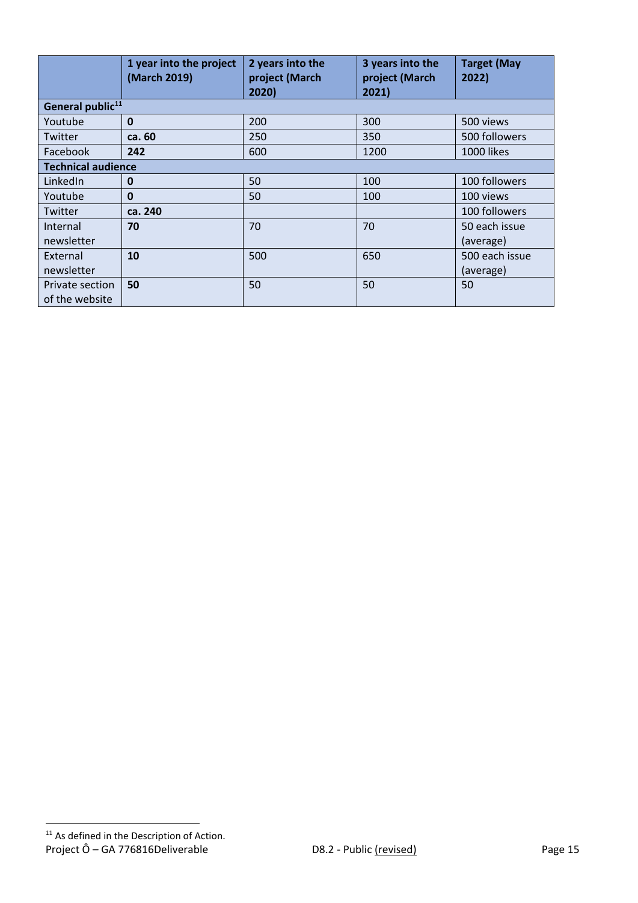| | 1 year into the project (March 2019) | 2 years into the project (March 2020) | 3 years into the project (March 2021) | Target (May 2022) |
|---|---|---|---|---|
| **General public**[11] | | | | |
| Youtube | **0** | 200 | 300 | 500 views |
| Twitter | **ca. 60** | 250 | 350 | 500 followers |
| Facebook | **242** | 600 | 1200 | 1000 likes |
| **Technical audience** | | | | |
| LinkedIn | **0** | 50 | 100 | 100 followers |
| Youtube | **0** | 50 | 100 | 100 views |
| Twitter | **ca. 240** | | | 100 followers |
| Internal newsletter | **70** | 70 | 70 | 50 each issue (average) |
| External newsletter | **10** | 500 | 650 | 500 each issue (average) |
| Private section of the website | **50** | 50 | 50 | 50 |

[11] As defined in the Description of Action.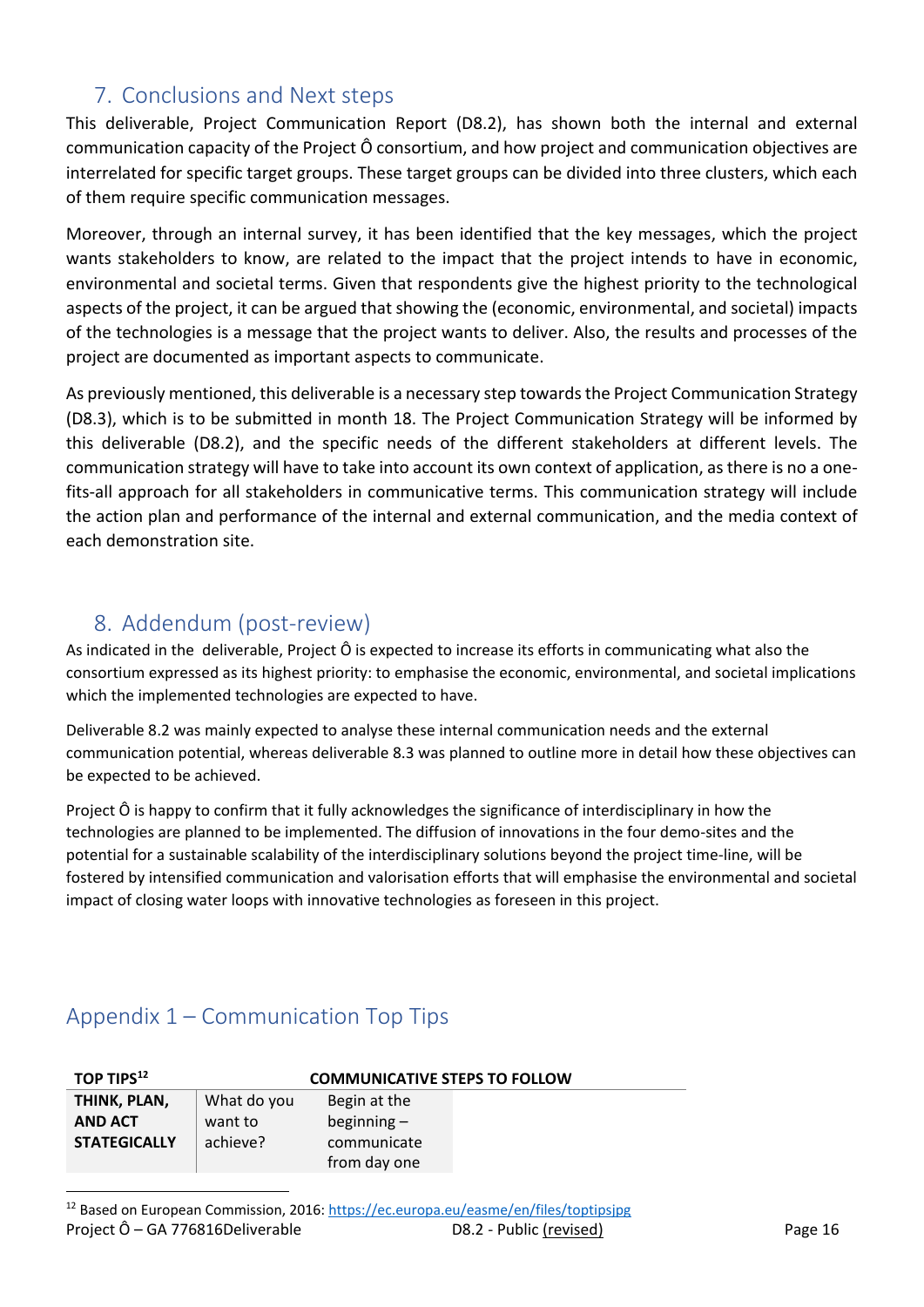## 7. Conclusions and Next steps

This deliverable, Project Communication Report (D8.2), has shown both the internal and external communication capacity of the Project Ô consortium, and how project and communication objectives are interrelated for specific target groups. These target groups can be divided into three clusters, which each of them require specific communication messages.

Moreover, through an internal survey, it has been identified that the key messages, which the project wants stakeholders to know, are related to the impact that the project intends to have in economic, environmental and societal terms. Given that respondents give the highest priority to the technological aspects of the project, it can be argued that showing the (economic, environmental, and societal) impacts of the technologies is a message that the project wants to deliver. Also, the results and processes of the project are documented as important aspects to communicate.

As previously mentioned, this deliverable is a necessary step towards the Project Communication Strategy (D8.3), which is to be submitted in month 18. The Project Communication Strategy will be informed by this deliverable (D8.2), and the specific needs of the different stakeholders at different levels. The communication strategy will have to take into account its own context of application, as there is no a one-fits-all approach for all stakeholders in communicative terms. This communication strategy will include the action plan and performance of the internal and external communication, and the media context of each demonstration site.

## 8. Addendum (post-review)

As indicated in the deliverable, Project Ô is expected to increase its efforts in communicating what also the consortium expressed as its highest priority: to emphasise the economic, environmental, and societal implications which the implemented technologies are expected to have.

Deliverable 8.2 was mainly expected to analyse these internal communication needs and the external communication potential, whereas deliverable 8.3 was planned to outline more in detail how these objectives can be expected to be achieved.

Project Ô is happy to confirm that it fully acknowledges the significance of interdisciplinary in how the technologies are planned to be implemented. The diffusion of innovations in the four demo-sites and the potential for a sustainable scalability of the interdisciplinary solutions beyond the project time-line, will be fostered by intensified communication and valorisation efforts that will emphasise the environmental and societal impact of closing water loops with innovative technologies as foreseen in this project.

## Appendix 1 – Communication Top Tips

| TOP TIPS[12] | COMMUNICATIVE STEPS TO FOLLOW | | |
|---|---|---|---|
| **THINK, PLAN, AND ACT STATEGICALLY** | What do you want to achieve? | Begin at the beginning – communicate from day one | |

[12] Based on European Commission, 2016: https://ec.europa.eu/easme/en/files/toptipsjpg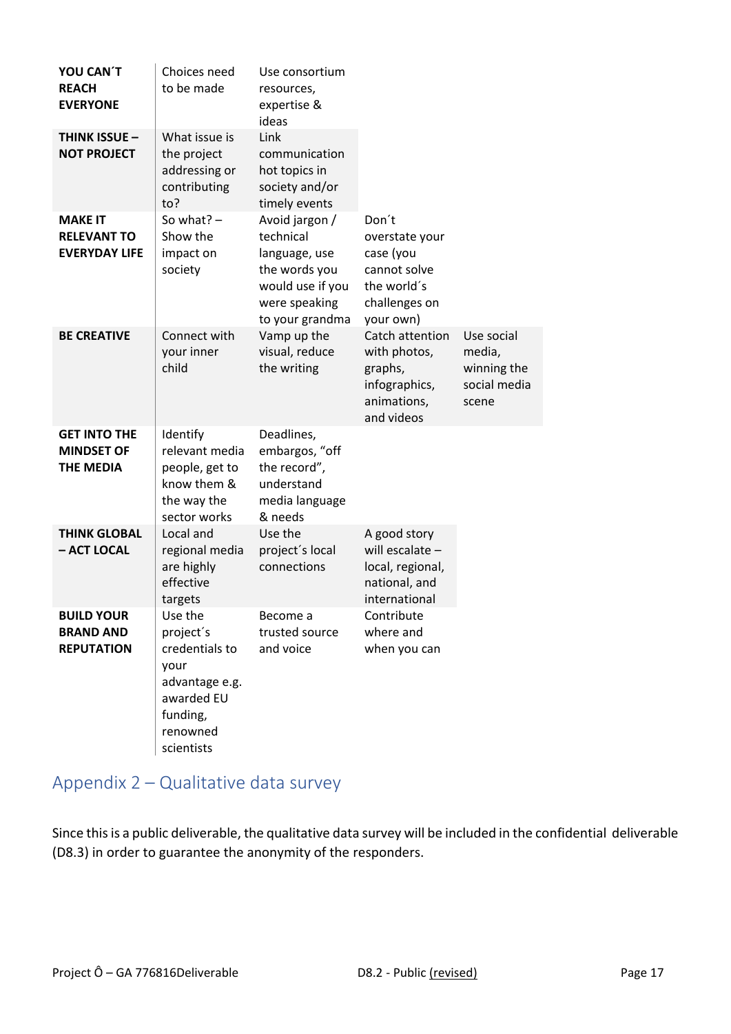| **YOU CAN´T REACH EVERYONE** | Choices need to be made | Use consortium resources, expertise & ideas | | |
|---|---|---|---|---|
| **THINK ISSUE – NOT PROJECT** | What issue is the project addressing or contributing to? | Link communication hot topics in society and/or timely events | | |
| **MAKE IT RELEVANT TO EVERYDAY LIFE** | So what? – Show the impact on society | Avoid jargon / technical language, use the words you would use if you were speaking to your grandma | Don´t overstate your case (you cannot solve the world´s challenges on your own) | |
| **BE CREATIVE** | Connect with your inner child | Vamp up the visual, reduce the writing | Catch attention with photos, graphs, infographics, animations, and videos | Use social media, winning the social media scene |
| **GET INTO THE MINDSET OF THE MEDIA** | Identify relevant media people, get to know them & the way the sector works | Deadlines, embargos, "off the record", understand media language & needs | | |
| **THINK GLOBAL – ACT LOCAL** | Local and regional media are highly effective targets | Use the project´s local connections | A good story will escalate – local, regional, national, and international | |
| **BUILD YOUR BRAND AND REPUTATION** | Use the project´s credentials to your advantage e.g. awarded EU funding, renowned scientists | Become a trusted source and voice | Contribute where and when you can | |

## Appendix 2 – Qualitative data survey

Since this is a public deliverable, the qualitative data survey will be included in the confidential deliverable (D8.3) in order to guarantee the anonymity of the responders.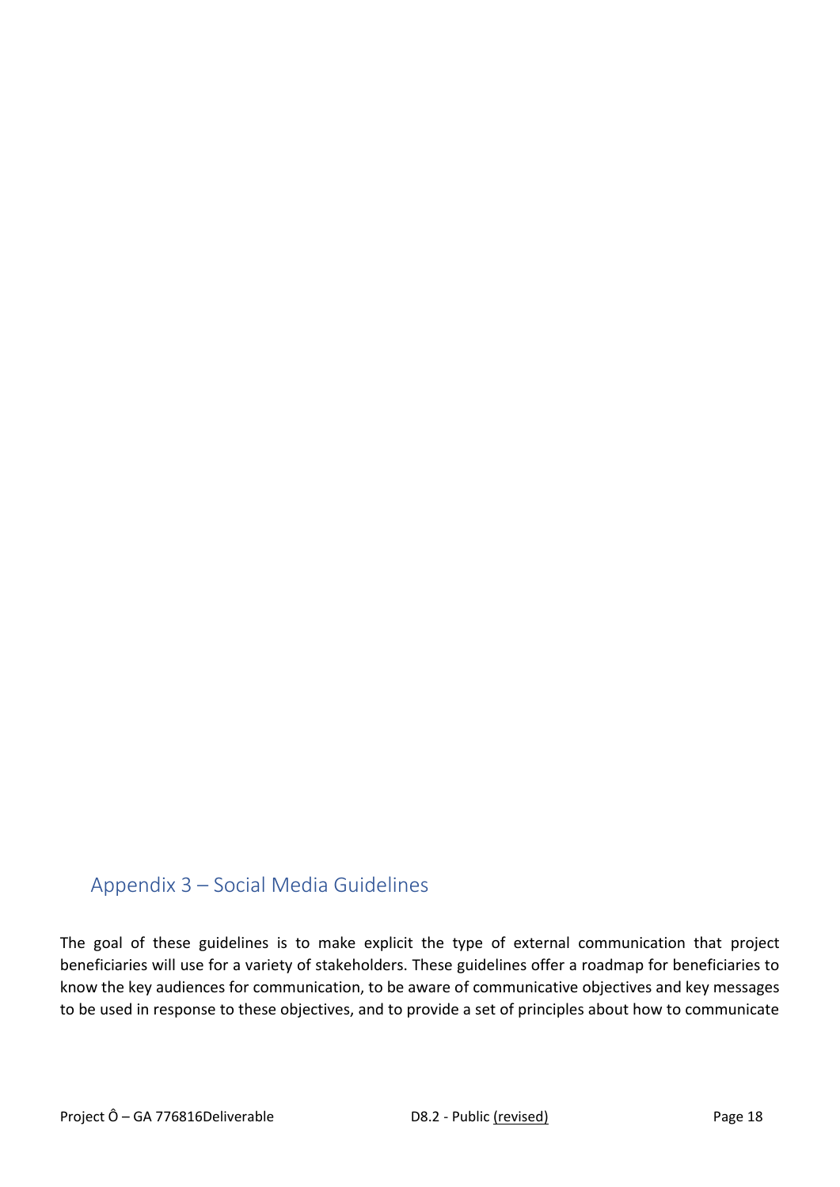## Appendix 3 – Social Media Guidelines

The goal of these guidelines is to make explicit the type of external communication that project beneficiaries will use for a variety of stakeholders. These guidelines offer a roadmap for beneficiaries to know the key audiences for communication, to be aware of communicative objectives and key messages to be used in response to these objectives, and to provide a set of principles about how to communicate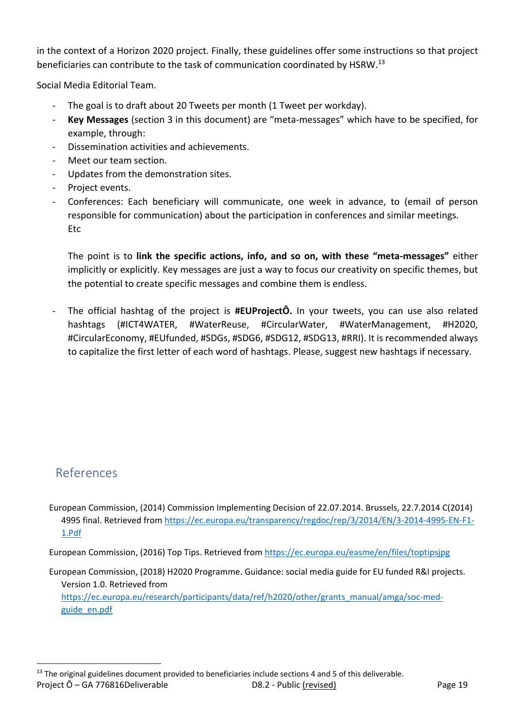in the context of a Horizon 2020 project. Finally, these guidelines offer some instructions so that project beneficiaries can contribute to the task of communication coordinated by HSRW.[13]

Social Media Editorial Team.

- The goal is to draft about 20 Tweets per month (1 Tweet per workday).
- **Key Messages** (section 3 in this document) are "meta-messages" which have to be specified, for example, through:
- Dissemination activities and achievements.
- Meet our team section.
- Updates from the demonstration sites.
- Project events.
- Conferences: Each beneficiary will communicate, one week in advance, to (email of person responsible for communication) about the participation in conferences and similar meetings.
  Etc

  The point is to **link the specific actions, info, and so on, with these "meta-messages"** either implicitly or explicitly. Key messages are just a way to focus our creativity on specific themes, but the potential to create specific messages and combine them is endless.

- The official hashtag of the project is **#EUProjectÔ.** In your tweets, you can use also related hashtags (#ICT4WATER, #WaterReuse, #CircularWater, #WaterManagement, #H2020, #CircularEconomy, #EUfunded, #SDGs, #SDG6, #SDG12, #SDG13, #RRI). It is recommended always to capitalize the first letter of each word of hashtags. Please, suggest new hashtags if necessary.

## References

European Commission, (2014) Commission Implementing Decision of 22.07.2014. Brussels, 22.7.2014 C(2014) 4995 final. Retrieved from https://ec.europa.eu/transparency/regdoc/rep/3/2014/EN/3-2014-4995-EN-F1-1.Pdf

European Commission, (2016) Top Tips. Retrieved from https://ec.europa.eu/easme/en/files/toptipsjpg

European Commission, (2018) H2020 Programme. Guidance: social media guide for EU funded R&I projects. Version 1.0. Retrieved from https://ec.europa.eu/research/participants/data/ref/h2020/other/grants_manual/amga/soc-med-guide_en.pdf

[13] The original guidelines document provided to beneficiaries include sections 4 and 5 of this deliverable.